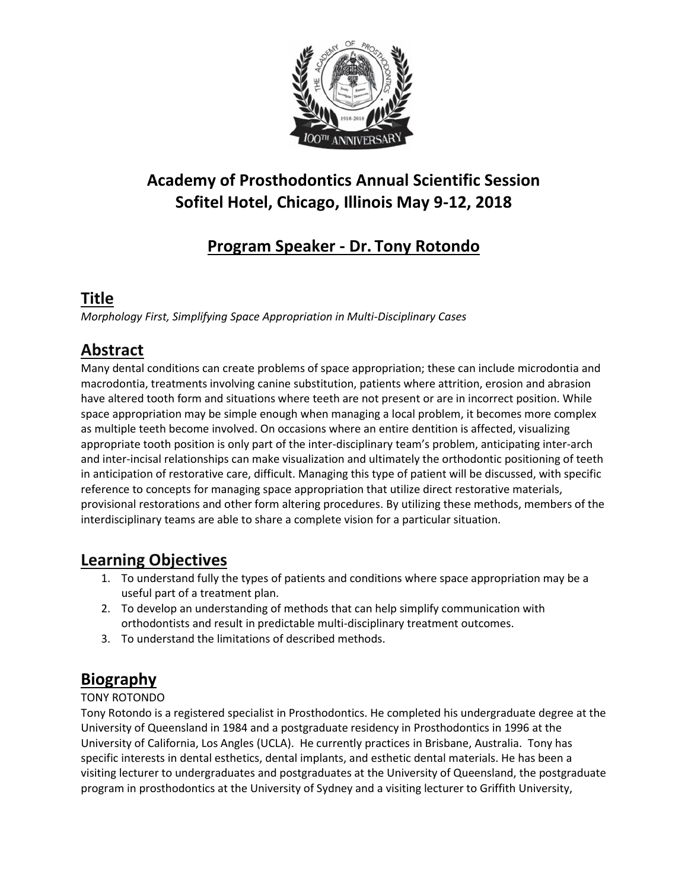# Academy of Prosthodontics Annual Scientific Session
# Sofitel Hotel, Chicago, Illinois May 9-12, 2018

## Program Speaker - Dr. Tony Rotondo

## Title

*Morphology First, Simplifying Space Appropriation in Multi-Disciplinary Cases*

## Abstract

Many dental conditions can create problems of space appropriation; these can include microdontia and macrodontia, treatments involving canine substitution, patients where attrition, erosion and abrasion have altered tooth form and situations where teeth are not present or are in incorrect position. While space appropriation may be simple enough when managing a local problem, it becomes more complex as multiple teeth become involved. On occasions where an entire dentition is affected, visualizing appropriate tooth position is only part of the inter-disciplinary team's problem, anticipating inter-arch and inter-incisal relationships can make visualization and ultimately the orthodontic positioning of teeth in anticipation of restorative care, difficult. Managing this type of patient will be discussed, with specific reference to concepts for managing space appropriation that utilize direct restorative materials, provisional restorations and other form altering procedures. By utilizing these methods, members of the interdisciplinary teams are able to share a complete vision for a particular situation.

## Learning Objectives

1. To understand fully the types of patients and conditions where space appropriation may be a useful part of a treatment plan.
2. To develop an understanding of methods that can help simplify communication with orthodontists and result in predictable multi-disciplinary treatment outcomes.
3. To understand the limitations of described methods.

## Biography

TONY ROTONDO

Tony Rotondo is a registered specialist in Prosthodontics. He completed his undergraduate degree at the University of Queensland in 1984 and a postgraduate residency in Prosthodontics in 1996 at the University of California, Los Angles (UCLA). He currently practices in Brisbane, Australia. Tony has specific interests in dental esthetics, dental implants, and esthetic dental materials. He has been a visiting lecturer to undergraduates and postgraduates at the University of Queensland, the postgraduate program in prosthodontics at the University of Sydney and a visiting lecturer to Griffith University,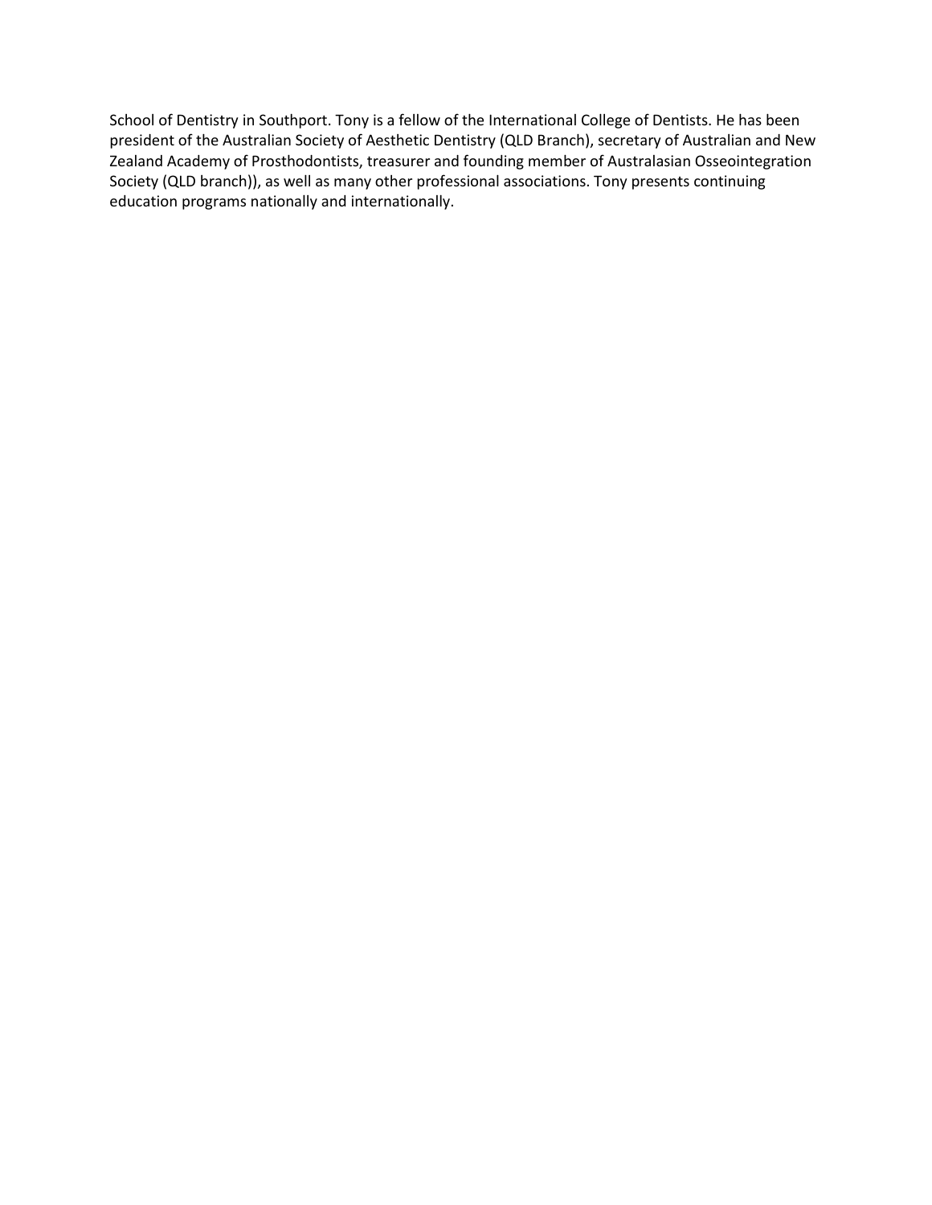School of Dentistry in Southport. Tony is a fellow of the International College of Dentists. He has been president of the Australian Society of Aesthetic Dentistry (QLD Branch), secretary of Australian and New Zealand Academy of Prosthodontists, treasurer and founding member of Australasian Osseointegration Society (QLD branch)), as well as many other professional associations. Tony presents continuing education programs nationally and internationally.